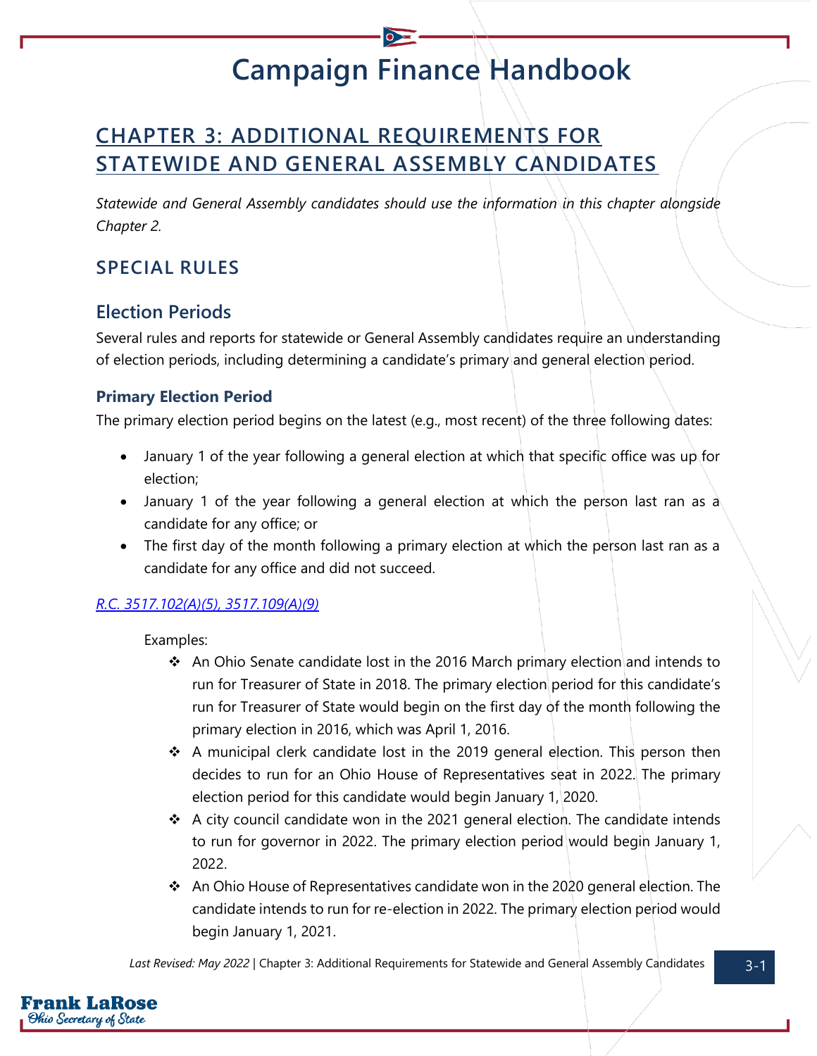# Campaign Finance Handbook

## CHAPTER 3: ADDITIONAL REQUIREMENTS FOR STATEWIDE AND GENERAL ASSEMBLY CANDIDATES

*Statewide and General Assembly candidates should use the information in this chapter alongside Chapter 2.*

## SPECIAL RULES

### Election Periods

Several rules and reports for statewide or General Assembly candidates require an understanding of election periods, including determining a candidate's primary and general election period.

#### Primary Election Period

The primary election period begins on the latest (e.g., most recent) of the three following dates:

- January 1 of the year following a general election at which that specific office was up for election;
- January 1 of the year following a general election at which the person last ran as a candidate for any office; or
- The first day of the month following a primary election at which the person last ran as a candidate for any office and did not succeed.

*R.C. 3517.102(A)(5), 3517.109(A)(9)*

Examples:

- ❖ An Ohio Senate candidate lost in the 2016 March primary election and intends to run for Treasurer of State in 2018. The primary election period for this candidate's run for Treasurer of State would begin on the first day of the month following the primary election in 2016, which was April 1, 2016.
- ❖ A municipal clerk candidate lost in the 2019 general election. This person then decides to run for an Ohio House of Representatives seat in 2022. The primary election period for this candidate would begin January 1, 2020.
- ❖ A city council candidate won in the 2021 general election. The candidate intends to run for governor in 2022. The primary election period would begin January 1, 2022.
- ❖ An Ohio House of Representatives candidate won in the 2020 general election. The candidate intends to run for re-election in 2022. The primary election period would begin January 1, 2021.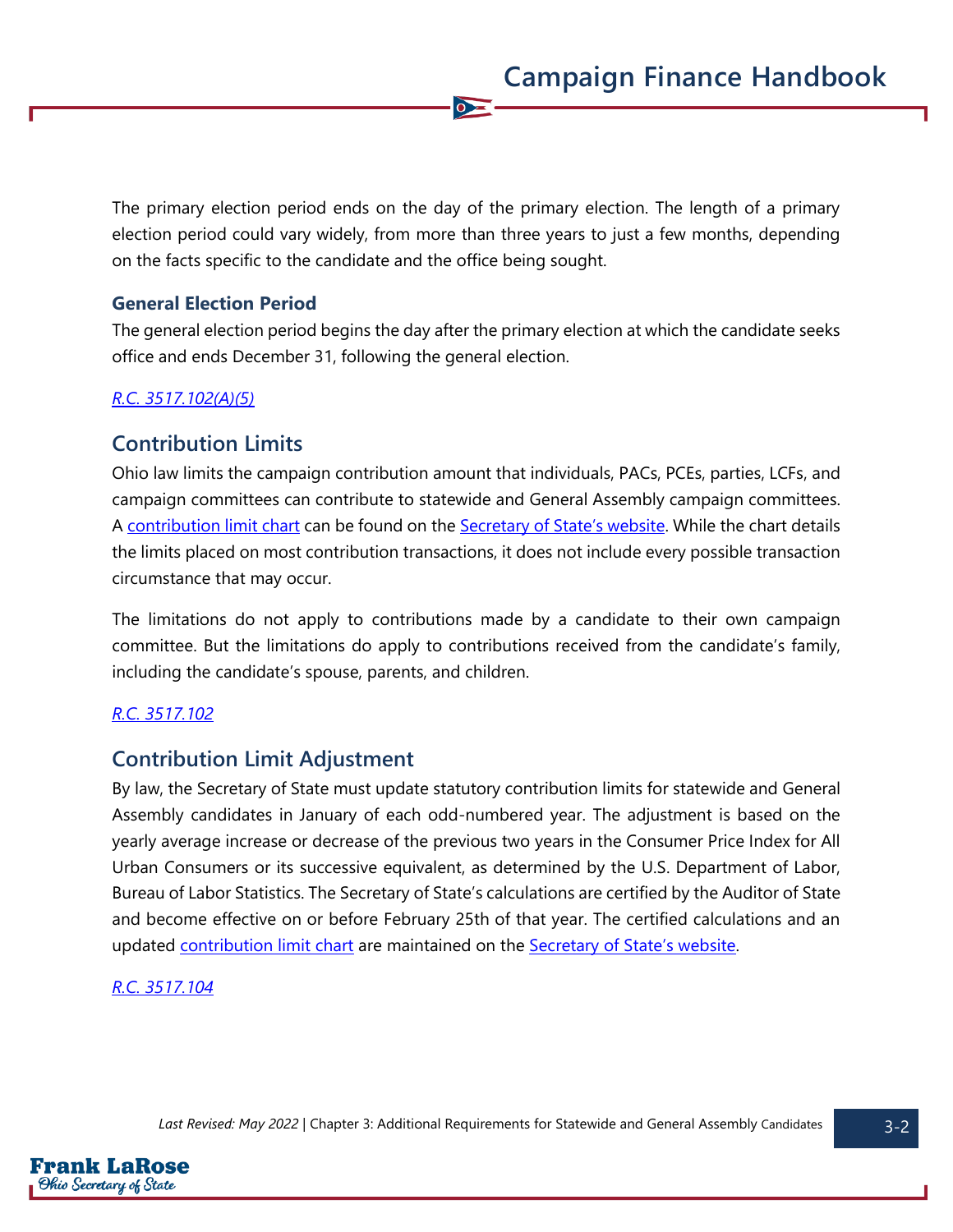The primary election period ends on the day of the primary election. The length of a primary election period could vary widely, from more than three years to just a few months, depending on the facts specific to the candidate and the office being sought.

### General Election Period

The general election period begins the day after the primary election at which the candidate seeks office and ends December 31, following the general election.

*R.C. 3517.102(A)(5)*

## Contribution Limits

Ohio law limits the campaign contribution amount that individuals, PACs, PCEs, parties, LCFs, and campaign committees can contribute to statewide and General Assembly campaign committees. A contribution limit chart can be found on the Secretary of State's website. While the chart details the limits placed on most contribution transactions, it does not include every possible transaction circumstance that may occur.

The limitations do not apply to contributions made by a candidate to their own campaign committee. But the limitations do apply to contributions received from the candidate's family, including the candidate's spouse, parents, and children.

*R.C. 3517.102*

## Contribution Limit Adjustment

By law, the Secretary of State must update statutory contribution limits for statewide and General Assembly candidates in January of each odd-numbered year. The adjustment is based on the yearly average increase or decrease of the previous two years in the Consumer Price Index for All Urban Consumers or its successive equivalent, as determined by the U.S. Department of Labor, Bureau of Labor Statistics. The Secretary of State's calculations are certified by the Auditor of State and become effective on or before February 25th of that year. The certified calculations and an updated contribution limit chart are maintained on the Secretary of State's website.

*R.C. 3517.104*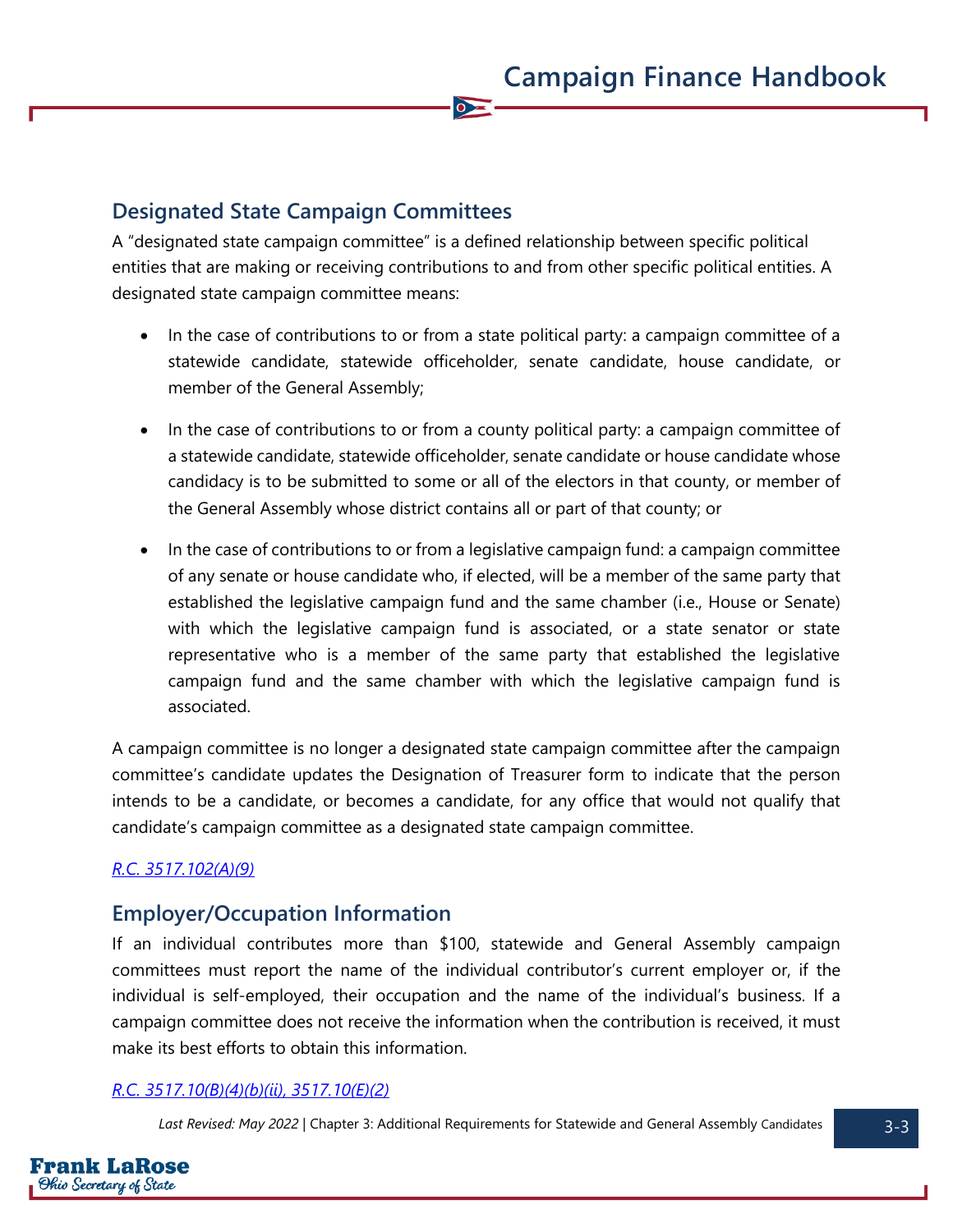## Designated State Campaign Committees

A "designated state campaign committee" is a defined relationship between specific political entities that are making or receiving contributions to and from other specific political entities. A designated state campaign committee means:

- In the case of contributions to or from a state political party: a campaign committee of a statewide candidate, statewide officeholder, senate candidate, house candidate, or member of the General Assembly;
- In the case of contributions to or from a county political party: a campaign committee of a statewide candidate, statewide officeholder, senate candidate or house candidate whose candidacy is to be submitted to some or all of the electors in that county, or member of the General Assembly whose district contains all or part of that county; or
- In the case of contributions to or from a legislative campaign fund: a campaign committee of any senate or house candidate who, if elected, will be a member of the same party that established the legislative campaign fund and the same chamber (i.e., House or Senate) with which the legislative campaign fund is associated, or a state senator or state representative who is a member of the same party that established the legislative campaign fund and the same chamber with which the legislative campaign fund is associated.

A campaign committee is no longer a designated state campaign committee after the campaign committee's candidate updates the Designation of Treasurer form to indicate that the person intends to be a candidate, or becomes a candidate, for any office that would not qualify that candidate's campaign committee as a designated state campaign committee.

*R.C. 3517.102(A)(9)*

## Employer/Occupation Information

If an individual contributes more than $100, statewide and General Assembly campaign committees must report the name of the individual contributor's current employer or, if the individual is self-employed, their occupation and the name of the individual's business. If a campaign committee does not receive the information when the contribution is received, it must make its best efforts to obtain this information.

*R.C. 3517.10(B)(4)(b)(ii), 3517.10(E)(2)*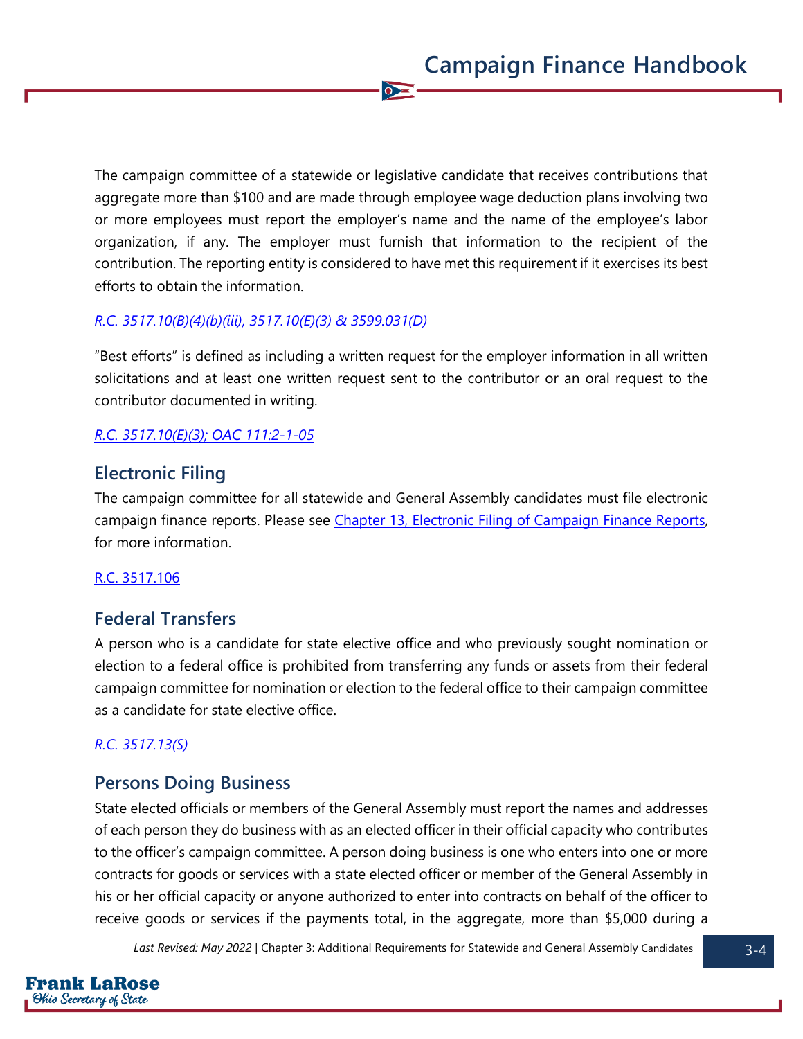The campaign committee of a statewide or legislative candidate that receives contributions that aggregate more than $100 and are made through employee wage deduction plans involving two or more employees must report the employer's name and the name of the employee's labor organization, if any. The employer must furnish that information to the recipient of the contribution. The reporting entity is considered to have met this requirement if it exercises its best efforts to obtain the information.

*R.C. 3517.10(B)(4)(b)(iii), 3517.10(E)(3) & 3599.031(D)*

"Best efforts" is defined as including a written request for the employer information in all written solicitations and at least one written request sent to the contributor or an oral request to the contributor documented in writing.

*R.C. 3517.10(E)(3); OAC 111:2-1-05*

## Electronic Filing

The campaign committee for all statewide and General Assembly candidates must file electronic campaign finance reports. Please see Chapter 13, Electronic Filing of Campaign Finance Reports, for more information.

R.C. 3517.106

## Federal Transfers

A person who is a candidate for state elective office and who previously sought nomination or election to a federal office is prohibited from transferring any funds or assets from their federal campaign committee for nomination or election to the federal office to their campaign committee as a candidate for state elective office.

*R.C. 3517.13(S)*

## Persons Doing Business

State elected officials or members of the General Assembly must report the names and addresses of each person they do business with as an elected officer in their official capacity who contributes to the officer's campaign committee. A person doing business is one who enters into one or more contracts for goods or services with a state elected officer or member of the General Assembly in his or her official capacity or anyone authorized to enter into contracts on behalf of the officer to receive goods or services if the payments total, in the aggregate, more than $5,000 during a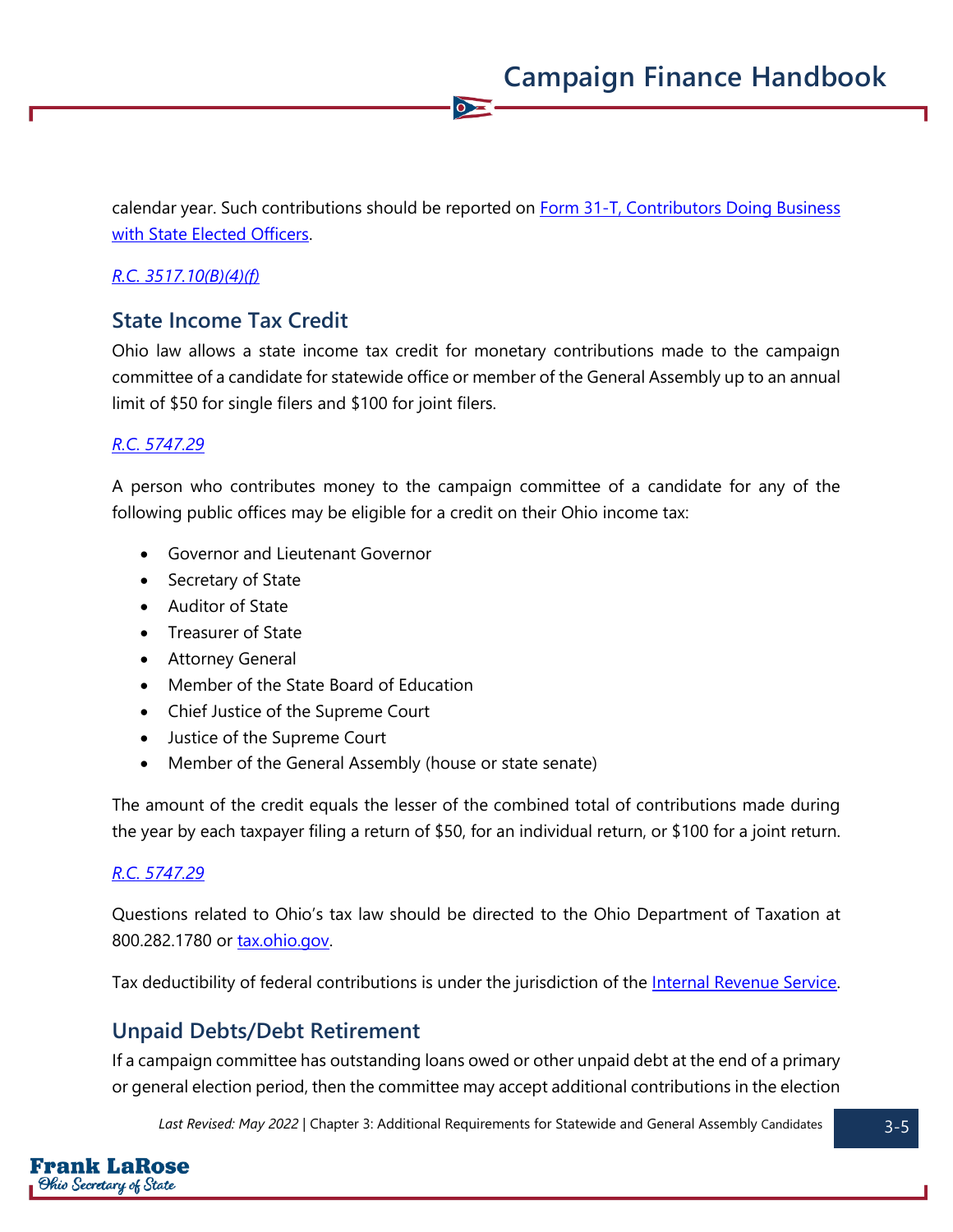calendar year. Such contributions should be reported on [Form 31-T, Contributors Doing Business with State Elected Officers](#).

*[R.C. 3517.10(B)(4)(f)](#)*

## State Income Tax Credit

Ohio law allows a state income tax credit for monetary contributions made to the campaign committee of a candidate for statewide office or member of the General Assembly up to an annual limit of $50 for single filers and $100 for joint filers.

*[R.C. 5747.29](#)*

A person who contributes money to the campaign committee of a candidate for any of the following public offices may be eligible for a credit on their Ohio income tax:

- Governor and Lieutenant Governor
- Secretary of State
- Auditor of State
- Treasurer of State
- Attorney General
- Member of the State Board of Education
- Chief Justice of the Supreme Court
- Justice of the Supreme Court
- Member of the General Assembly (house or state senate)

The amount of the credit equals the lesser of the combined total of contributions made during the year by each taxpayer filing a return of $50, for an individual return, or $100 for a joint return.

*[R.C. 5747.29](#)*

Questions related to Ohio's tax law should be directed to the Ohio Department of Taxation at 800.282.1780 or [tax.ohio.gov](#).

Tax deductibility of federal contributions is under the jurisdiction of the [Internal Revenue Service](#).

## Unpaid Debts/Debt Retirement

If a campaign committee has outstanding loans owed or other unpaid debt at the end of a primary or general election period, then the committee may accept additional contributions in the election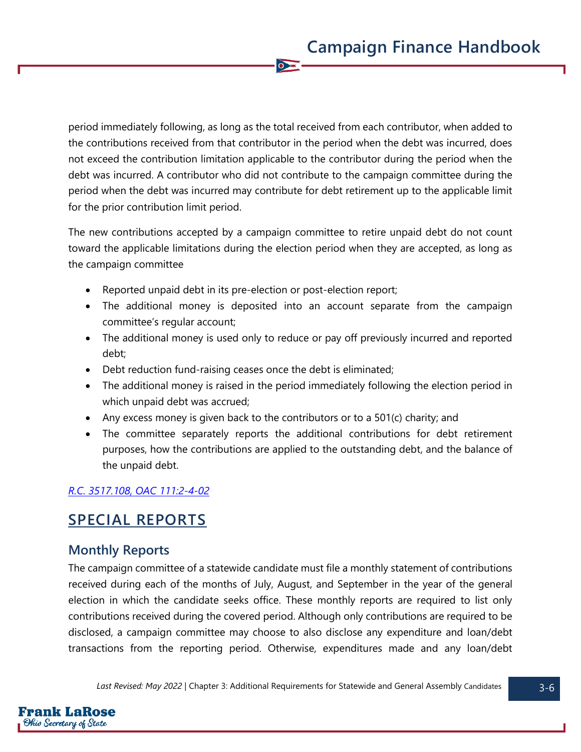period immediately following, as long as the total received from each contributor, when added to the contributions received from that contributor in the period when the debt was incurred, does not exceed the contribution limitation applicable to the contributor during the period when the debt was incurred. A contributor who did not contribute to the campaign committee during the period when the debt was incurred may contribute for debt retirement up to the applicable limit for the prior contribution limit period.

The new contributions accepted by a campaign committee to retire unpaid debt do not count toward the applicable limitations during the election period when they are accepted, as long as the campaign committee

- Reported unpaid debt in its pre-election or post-election report;
- The additional money is deposited into an account separate from the campaign committee's regular account;
- The additional money is used only to reduce or pay off previously incurred and reported debt;
- Debt reduction fund-raising ceases once the debt is eliminated;
- The additional money is raised in the period immediately following the election period in which unpaid debt was accrued;
- Any excess money is given back to the contributors or to a 501(c) charity; and
- The committee separately reports the additional contributions for debt retirement purposes, how the contributions are applied to the outstanding debt, and the balance of the unpaid debt.

*R.C. 3517.108, OAC 111:2-4-02*

## SPECIAL REPORTS

### Monthly Reports

The campaign committee of a statewide candidate must file a monthly statement of contributions received during each of the months of July, August, and September in the year of the general election in which the candidate seeks office. These monthly reports are required to list only contributions received during the covered period. Although only contributions are required to be disclosed, a campaign committee may choose to also disclose any expenditure and loan/debt transactions from the reporting period. Otherwise, expenditures made and any loan/debt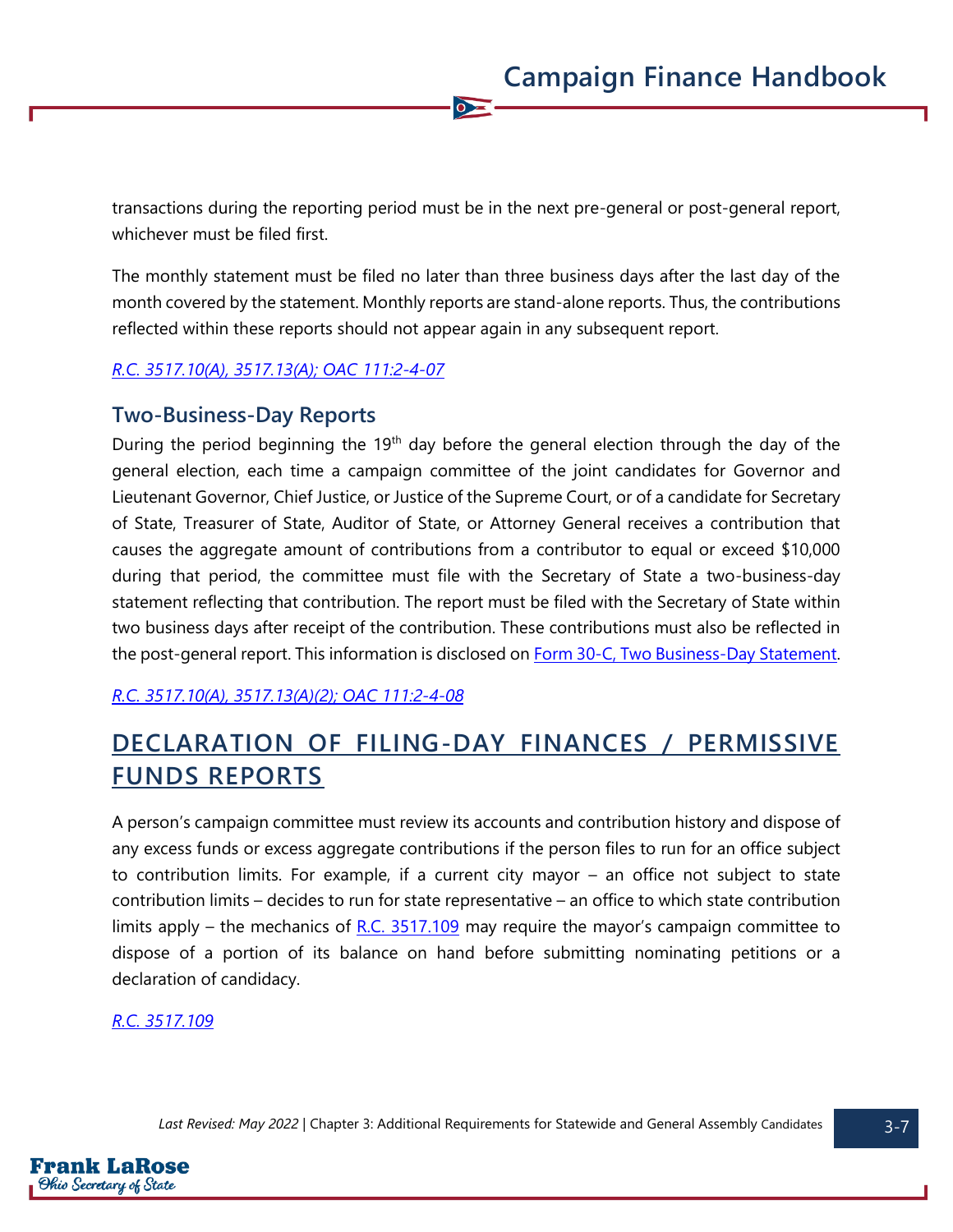transactions during the reporting period must be in the next pre-general or post-general report, whichever must be filed first.

The monthly statement must be filed no later than three business days after the last day of the month covered by the statement. Monthly reports are stand-alone reports. Thus, the contributions reflected within these reports should not appear again in any subsequent report.

*R.C. 3517.10(A), 3517.13(A); OAC 111:2-4-07*

### Two-Business-Day Reports

During the period beginning the 19th day before the general election through the day of the general election, each time a campaign committee of the joint candidates for Governor and Lieutenant Governor, Chief Justice, or Justice of the Supreme Court, or of a candidate for Secretary of State, Treasurer of State, Auditor of State, or Attorney General receives a contribution that causes the aggregate amount of contributions from a contributor to equal or exceed $10,000 during that period, the committee must file with the Secretary of State a two-business-day statement reflecting that contribution. The report must be filed with the Secretary of State within two business days after receipt of the contribution. These contributions must also be reflected in the post-general report. This information is disclosed on Form 30-C, Two Business-Day Statement.

*R.C. 3517.10(A), 3517.13(A)(2); OAC 111:2-4-08*

## DECLARATION OF FILING-DAY FINANCES / PERMISSIVE FUNDS REPORTS

A person's campaign committee must review its accounts and contribution history and dispose of any excess funds or excess aggregate contributions if the person files to run for an office subject to contribution limits. For example, if a current city mayor – an office not subject to state contribution limits – decides to run for state representative – an office to which state contribution limits apply – the mechanics of R.C. 3517.109 may require the mayor's campaign committee to dispose of a portion of its balance on hand before submitting nominating petitions or a declaration of candidacy.

*R.C. 3517.109*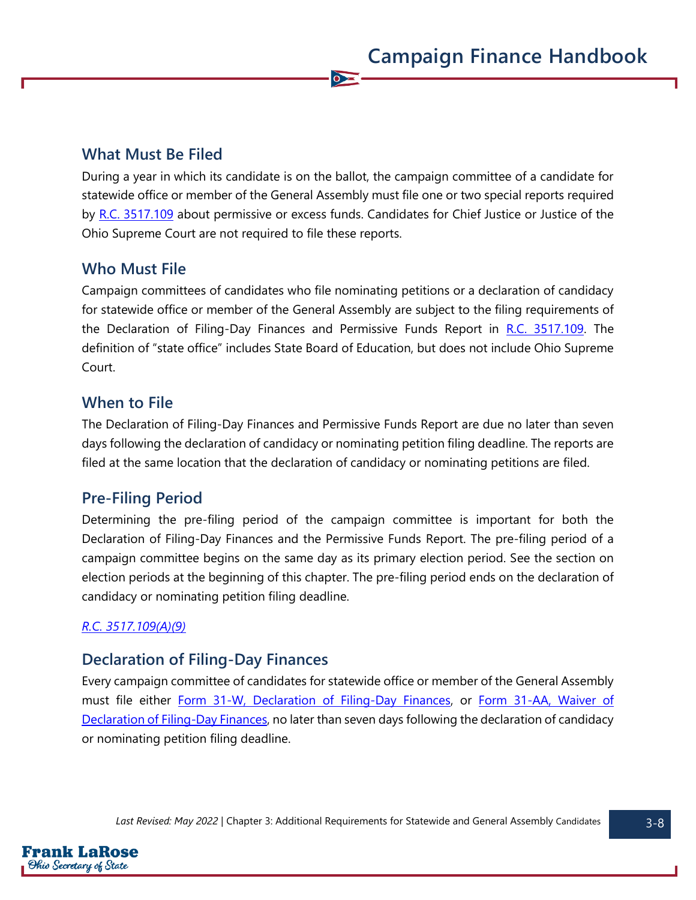## What Must Be Filed

During a year in which its candidate is on the ballot, the campaign committee of a candidate for statewide office or member of the General Assembly must file one or two special reports required by [R.C. 3517.109]() about permissive or excess funds. Candidates for Chief Justice or Justice of the Ohio Supreme Court are not required to file these reports.

## Who Must File

Campaign committees of candidates who file nominating petitions or a declaration of candidacy for statewide office or member of the General Assembly are subject to the filing requirements of the Declaration of Filing-Day Finances and Permissive Funds Report in [R.C. 3517.109](). The definition of "state office" includes State Board of Education, but does not include Ohio Supreme Court.

## When to File

The Declaration of Filing-Day Finances and Permissive Funds Report are due no later than seven days following the declaration of candidacy or nominating petition filing deadline. The reports are filed at the same location that the declaration of candidacy or nominating petitions are filed.

## Pre-Filing Period

Determining the pre-filing period of the campaign committee is important for both the Declaration of Filing-Day Finances and the Permissive Funds Report. The pre-filing period of a campaign committee begins on the same day as its primary election period. See the section on election periods at the beginning of this chapter. The pre-filing period ends on the declaration of candidacy or nominating petition filing deadline.

*[R.C. 3517.109(A)(9)]()*

## Declaration of Filing-Day Finances

Every campaign committee of candidates for statewide office or member of the General Assembly must file either [Form 31-W, Declaration of Filing-Day Finances](), or [Form 31-AA, Waiver of Declaration of Filing-Day Finances](), no later than seven days following the declaration of candidacy or nominating petition filing deadline.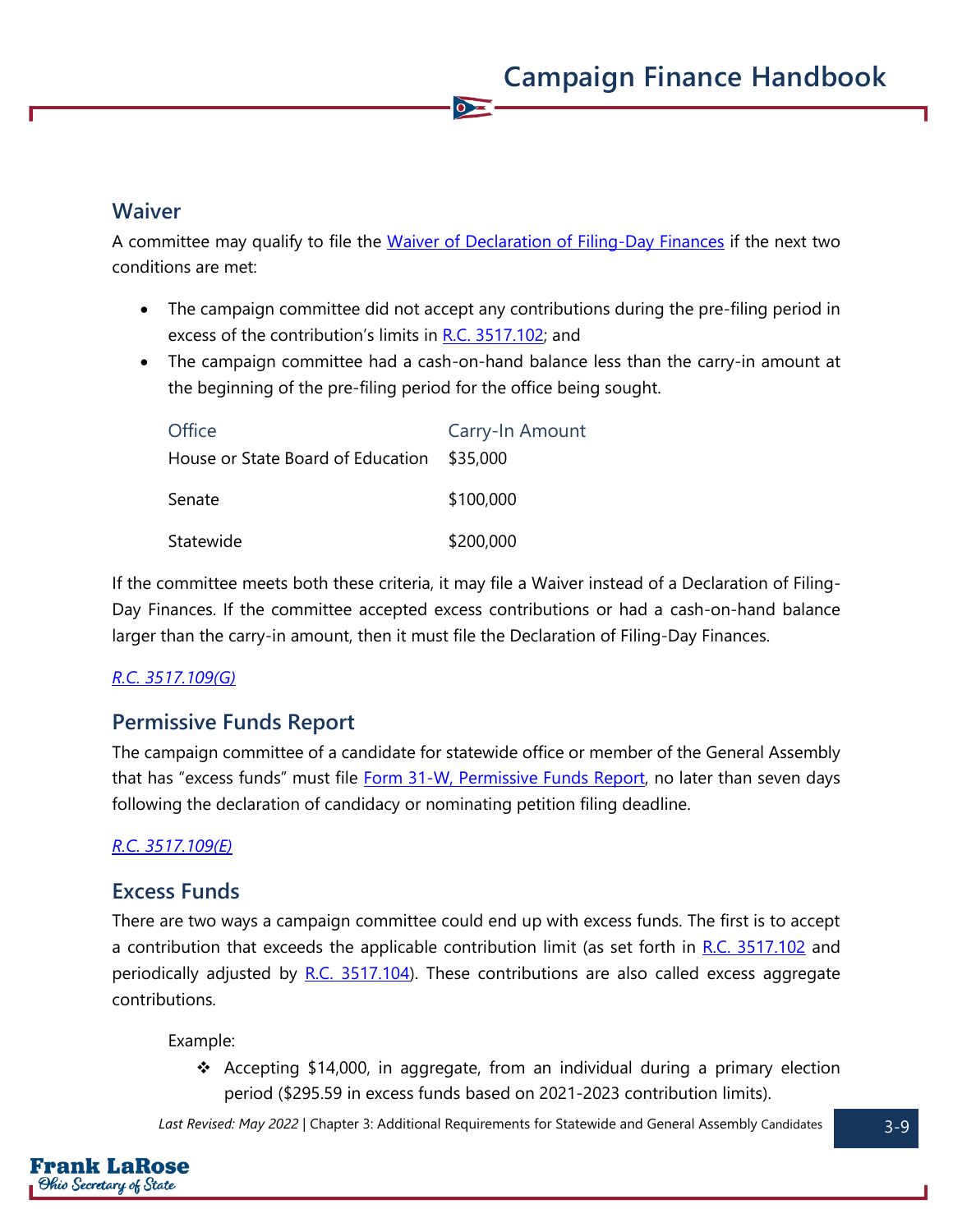## Waiver

A committee may qualify to file the [Waiver of Declaration of Filing-Day Finances] if the next two conditions are met:

- The campaign committee did not accept any contributions during the pre-filing period in excess of the contribution's limits in R.C. 3517.102; and
- The campaign committee had a cash-on-hand balance less than the carry-in amount at the beginning of the pre-filing period for the office being sought.

| Office | Carry-In Amount |
| --- | --- |
| House or State Board of Education | $35,000 |
| Senate | $100,000 |
| Statewide | $200,000 |

If the committee meets both these criteria, it may file a Waiver instead of a Declaration of Filing-Day Finances. If the committee accepted excess contributions or had a cash-on-hand balance larger than the carry-in amount, then it must file the Declaration of Filing-Day Finances.

*R.C. 3517.109(G)*

## Permissive Funds Report

The campaign committee of a candidate for statewide office or member of the General Assembly that has "excess funds" must file Form 31-W, Permissive Funds Report, no later than seven days following the declaration of candidacy or nominating petition filing deadline.

*R.C. 3517.109(E)*

## Excess Funds

There are two ways a campaign committee could end up with excess funds. The first is to accept a contribution that exceeds the applicable contribution limit (as set forth in R.C. 3517.102 and periodically adjusted by R.C. 3517.104). These contributions are also called excess aggregate contributions.

Example:

- ❖ Accepting $14,000, in aggregate, from an individual during a primary election period ($295.59 in excess funds based on 2021-2023 contribution limits).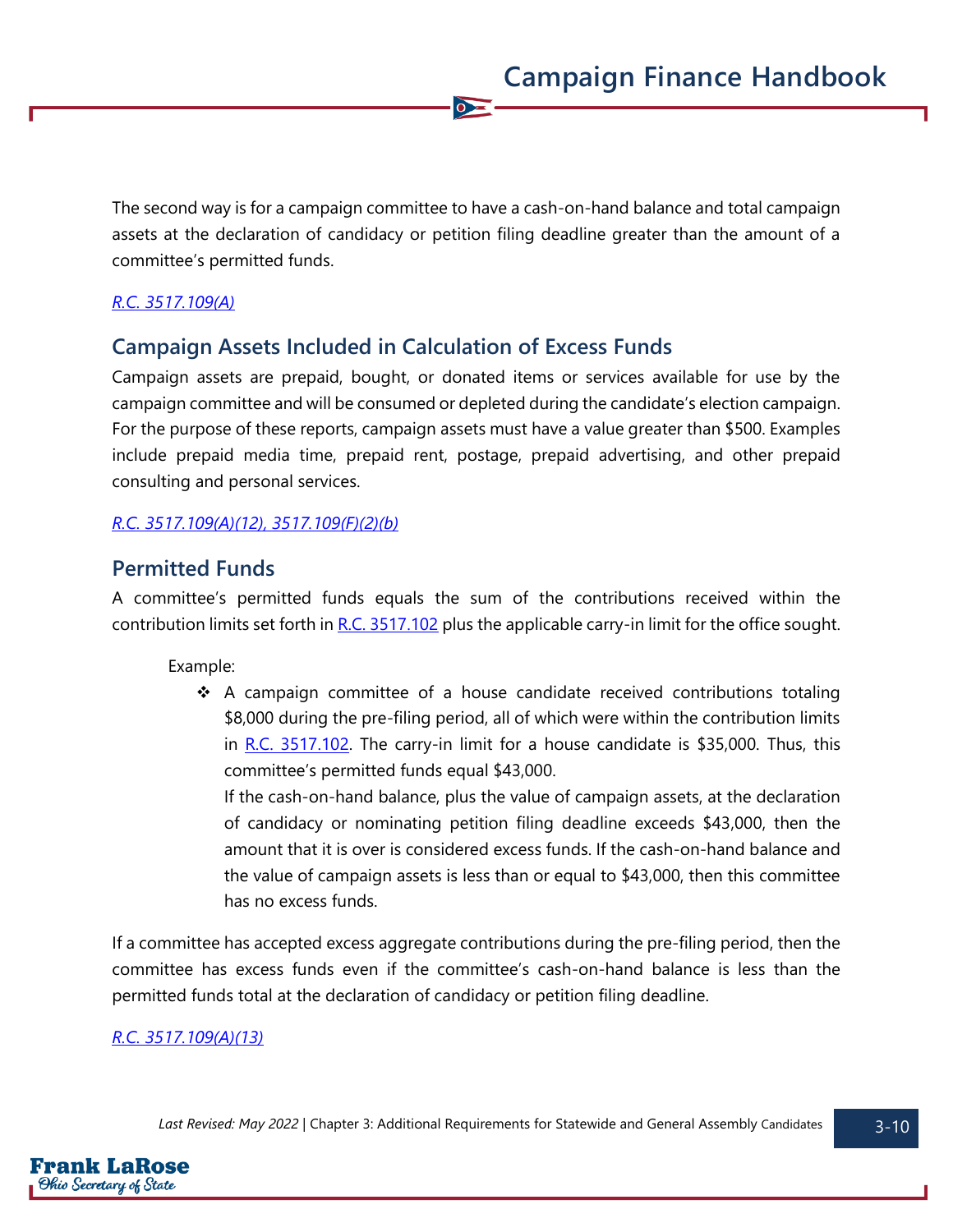The second way is for a campaign committee to have a cash-on-hand balance and total campaign assets at the declaration of candidacy or petition filing deadline greater than the amount of a committee's permitted funds.

*R.C. 3517.109(A)*

## Campaign Assets Included in Calculation of Excess Funds

Campaign assets are prepaid, bought, or donated items or services available for use by the campaign committee and will be consumed or depleted during the candidate's election campaign. For the purpose of these reports, campaign assets must have a value greater than $500. Examples include prepaid media time, prepaid rent, postage, prepaid advertising, and other prepaid consulting and personal services.

*R.C. 3517.109(A)(12), 3517.109(F)(2)(b)*

## Permitted Funds

A committee's permitted funds equals the sum of the contributions received within the contribution limits set forth in R.C. 3517.102 plus the applicable carry-in limit for the office sought.

Example:

- A campaign committee of a house candidate received contributions totaling $8,000 during the pre-filing period, all of which were within the contribution limits in R.C. 3517.102. The carry-in limit for a house candidate is $35,000. Thus, this committee's permitted funds equal $43,000.

  If the cash-on-hand balance, plus the value of campaign assets, at the declaration of candidacy or nominating petition filing deadline exceeds $43,000, then the amount that it is over is considered excess funds. If the cash-on-hand balance and the value of campaign assets is less than or equal to $43,000, then this committee has no excess funds.

If a committee has accepted excess aggregate contributions during the pre-filing period, then the committee has excess funds even if the committee's cash-on-hand balance is less than the permitted funds total at the declaration of candidacy or petition filing deadline.

*R.C. 3517.109(A)(13)*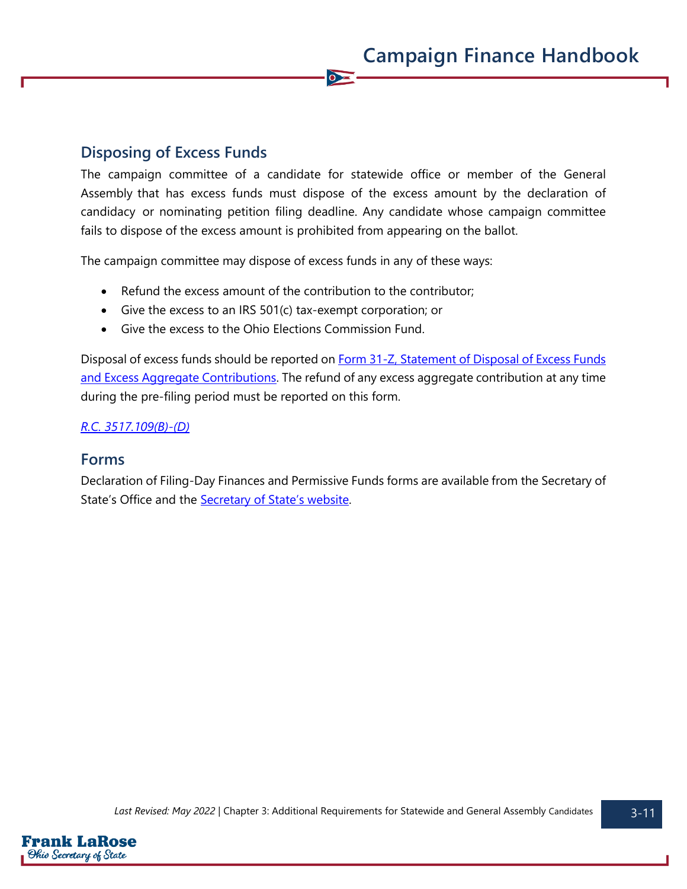## Disposing of Excess Funds

The campaign committee of a candidate for statewide office or member of the General Assembly that has excess funds must dispose of the excess amount by the declaration of candidacy or nominating petition filing deadline. Any candidate whose campaign committee fails to dispose of the excess amount is prohibited from appearing on the ballot.

The campaign committee may dispose of excess funds in any of these ways:

- Refund the excess amount of the contribution to the contributor;
- Give the excess to an IRS 501(c) tax-exempt corporation; or
- Give the excess to the Ohio Elections Commission Fund.

Disposal of excess funds should be reported on Form 31-Z, Statement of Disposal of Excess Funds and Excess Aggregate Contributions. The refund of any excess aggregate contribution at any time during the pre-filing period must be reported on this form.

*R.C. 3517.109(B)-(D)*

## Forms

Declaration of Filing-Day Finances and Permissive Funds forms are available from the Secretary of State's Office and the Secretary of State's website.